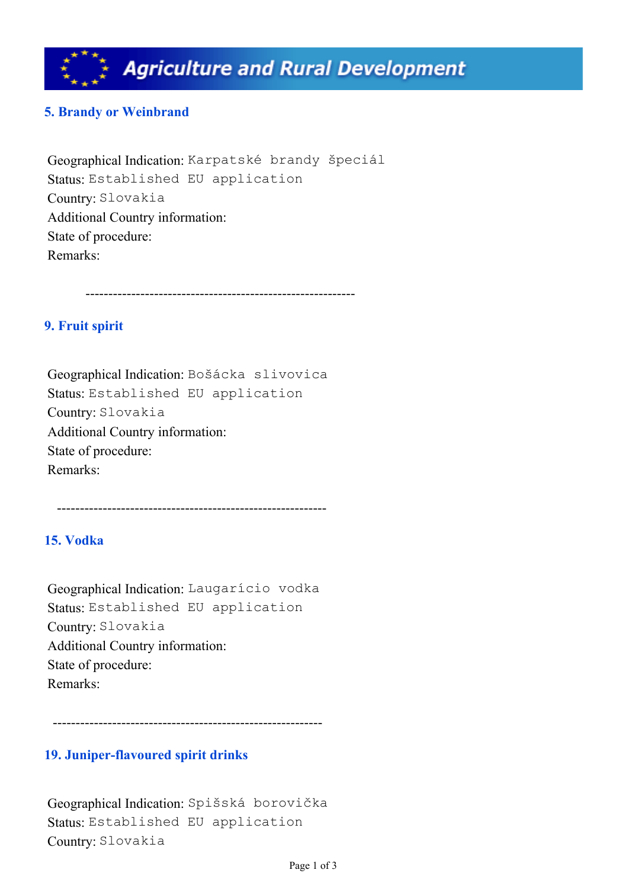# Agriculture and Rural Development

## 5. Brandy or Weinbrand

Geographical Indication: Karpatské brandy špeciál
Status: Established EU application
Country: Slovakia
Additional Country information:
State of procedure:
Remarks:

---

## 9. Fruit spirit

Geographical Indication: Bošácka slivovica
Status: Established EU application
Country: Slovakia
Additional Country information:
State of procedure:
Remarks:

---

## 15. Vodka

Geographical Indication: Laugarício vodka
Status: Established EU application
Country: Slovakia
Additional Country information:
State of procedure:
Remarks:

---

## 19. Juniper-flavoured spirit drinks

Geographical Indication: Spišská borovička
Status: Established EU application
Country: Slovakia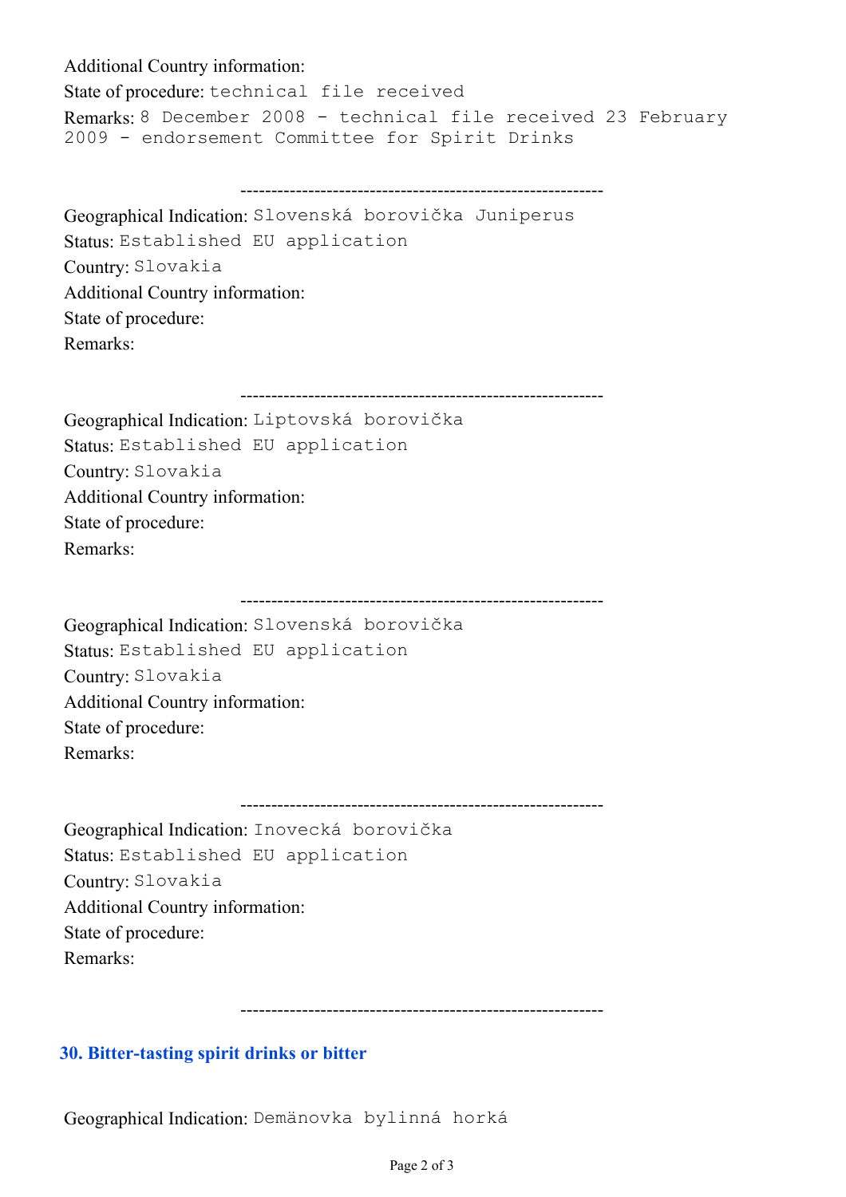Additional Country information:

State of procedure: technical file received

Remarks: 8 December 2008 - technical file received 23 February 2009 - endorsement Committee for Spirit Drinks

---

Geographical Indication: Slovenská borovička Juniperus

Status: Established EU application

Country: Slovakia

Additional Country information:

State of procedure:

Remarks:

---

Geographical Indication: Liptovská borovička

Status: Established EU application

Country: Slovakia

Additional Country information:

State of procedure:

Remarks:

---

Geographical Indication: Slovenská borovička

Status: Established EU application

Country: Slovakia

Additional Country information:

State of procedure:

Remarks:

---

Geographical Indication: Inovecká borovička

Status: Established EU application

Country: Slovakia

Additional Country information:

State of procedure:

Remarks:

---

## 30. Bitter-tasting spirit drinks or bitter

Geographical Indication: Demänovka bylinná horká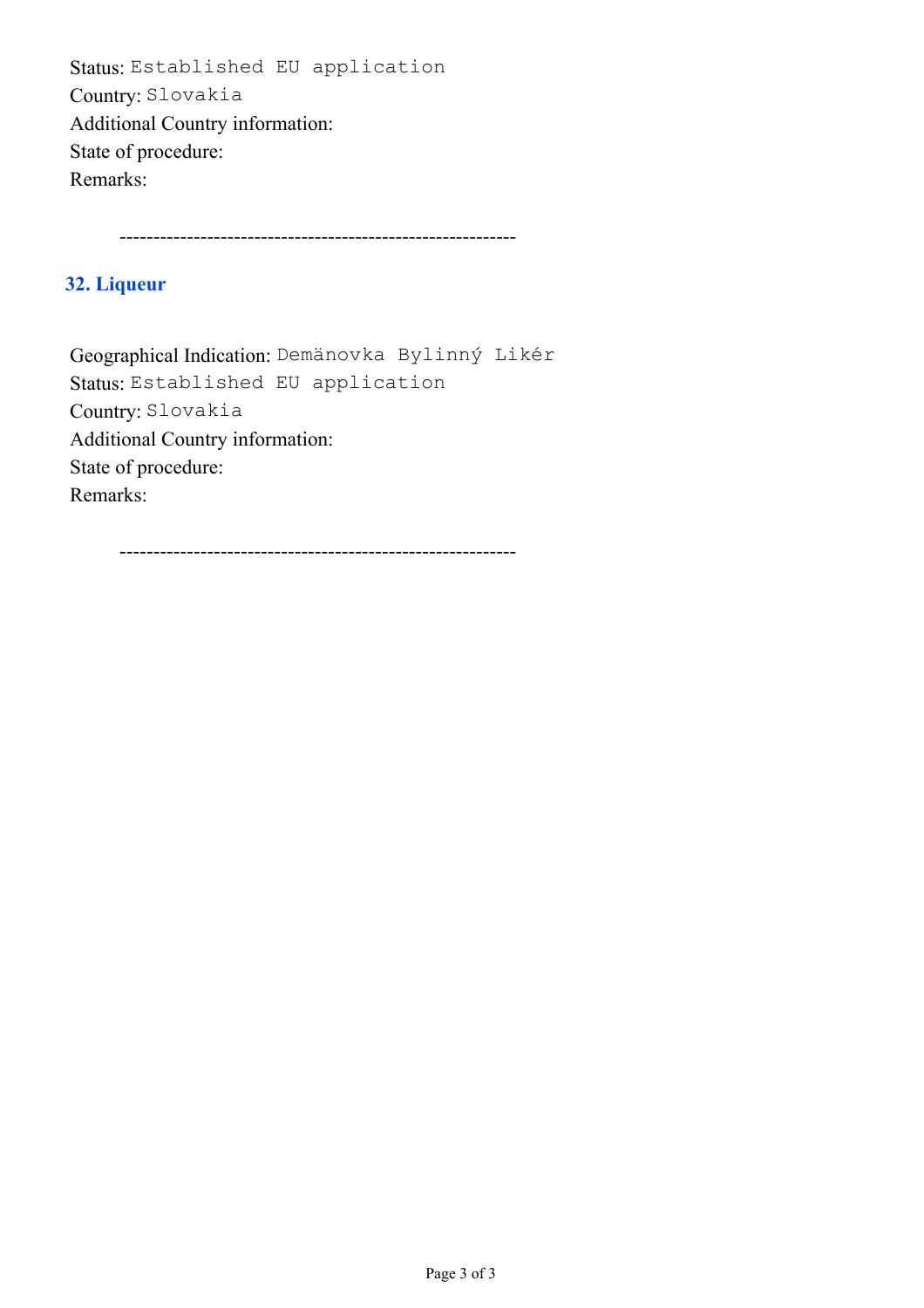Status: Established EU application
Country: Slovakia
Additional Country information:
State of procedure:
Remarks:

-----------------------------------------------------------

### 32. Liqueur

Geographical Indication: Demänovka Bylinný Likér
Status: Established EU application
Country: Slovakia
Additional Country information:
State of procedure:
Remarks:

-----------------------------------------------------------